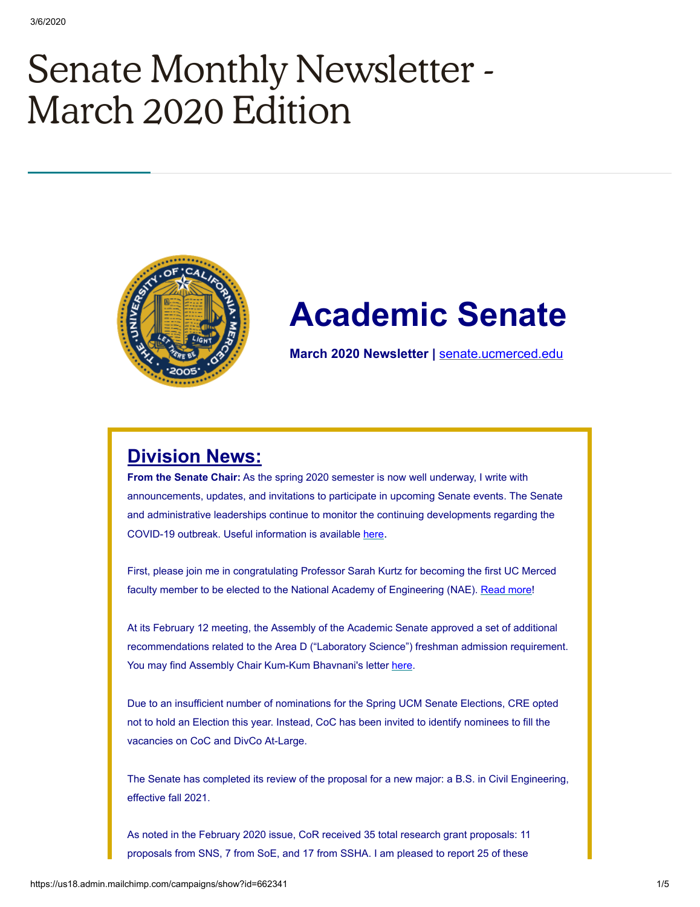# Senate Monthly Newsletter - March 2020 Edition

## Academic Senate

**March 2020 Newsletter |** senate.ucmerced.edu

## Division News:

**From the Senate Chair:** As the spring 2020 semester is now well underway, I write with announcements, updates, and invitations to participate in upcoming Senate events. The Senate and administrative leaderships continue to monitor the continuing developments regarding the COVID-19 outbreak. Useful information is available here.

First, please join me in congratulating Professor Sarah Kurtz for becoming the first UC Merced faculty member to be elected to the National Academy of Engineering (NAE). Read more!

At its February 12 meeting, the Assembly of the Academic Senate approved a set of additional recommendations related to the Area D ("Laboratory Science") freshman admission requirement. You may find Assembly Chair Kum-Kum Bhavnani's letter here.

Due to an insufficient number of nominations for the Spring UCM Senate Elections, CRE opted not to hold an Election this year. Instead, CoC has been invited to identify nominees to fill the vacancies on CoC and DivCo At-Large.

The Senate has completed its review of the proposal for a new major: a B.S. in Civil Engineering, effective fall 2021.

As noted in the February 2020 issue, CoR received 35 total research grant proposals: 11 proposals from SNS, 7 from SoE, and 17 from SSHA. I am pleased to report 25 of these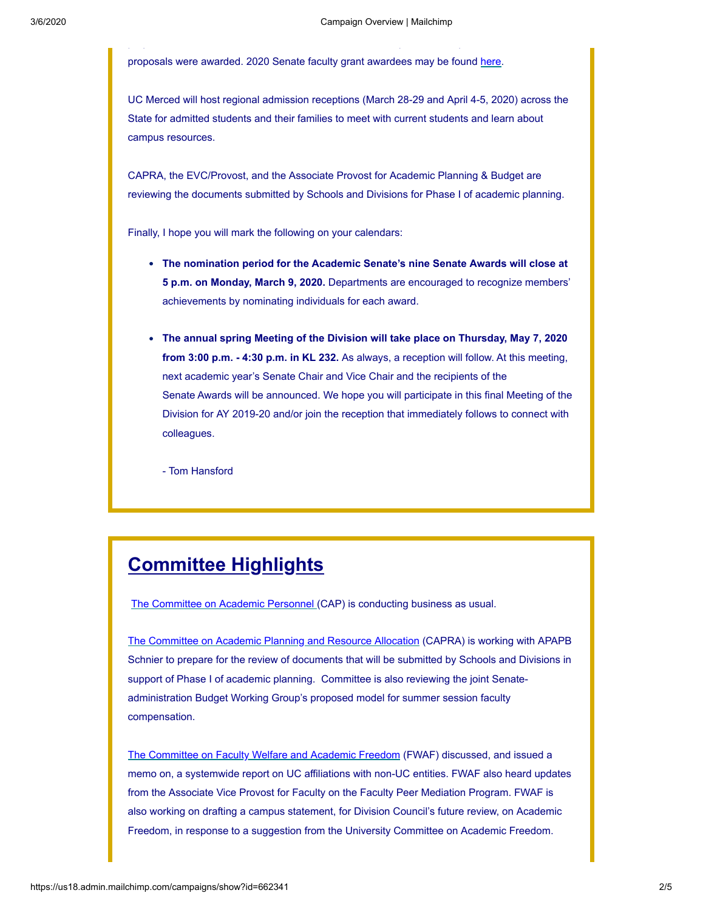proposals were awarded. 2020 Senate faculty grant awardees may be found here.

UC Merced will host regional admission receptions (March 28-29 and April 4-5, 2020) across the State for admitted students and their families to meet with current students and learn about campus resources.

CAPRA, the EVC/Provost, and the Associate Provost for Academic Planning & Budget are reviewing the documents submitted by Schools and Divisions for Phase I of academic planning.

Finally, I hope you will mark the following on your calendars:

- **The nomination period for the Academic Senate's nine Senate Awards will close at 5 p.m. on Monday, March 9, 2020.** Departments are encouraged to recognize members' achievements by nominating individuals for each award.

- **The annual spring Meeting of the Division will take place on Thursday, May 7, 2020 from 3:00 p.m. - 4:30 p.m. in KL 232.** As always, a reception will follow. At this meeting, next academic year's Senate Chair and Vice Chair and the recipients of the Senate Awards will be announced. We hope you will participate in this final Meeting of the Division for AY 2019-20 and/or join the reception that immediately follows to connect with colleagues.

  \- Tom Hansford

## Committee Highlights

The Committee on Academic Personnel (CAP) is conducting business as usual.

The Committee on Academic Planning and Resource Allocation (CAPRA) is working with APAPB Schnier to prepare for the review of documents that will be submitted by Schools and Divisions in support of Phase I of academic planning. Committee is also reviewing the joint Senate-administration Budget Working Group's proposed model for summer session faculty compensation.

The Committee on Faculty Welfare and Academic Freedom (FWAF) discussed, and issued a memo on, a systemwide report on UC affiliations with non-UC entities. FWAF also heard updates from the Associate Vice Provost for Faculty on the Faculty Peer Mediation Program. FWAF is also working on drafting a campus statement, for Division Council's future review, on Academic Freedom, in response to a suggestion from the University Committee on Academic Freedom.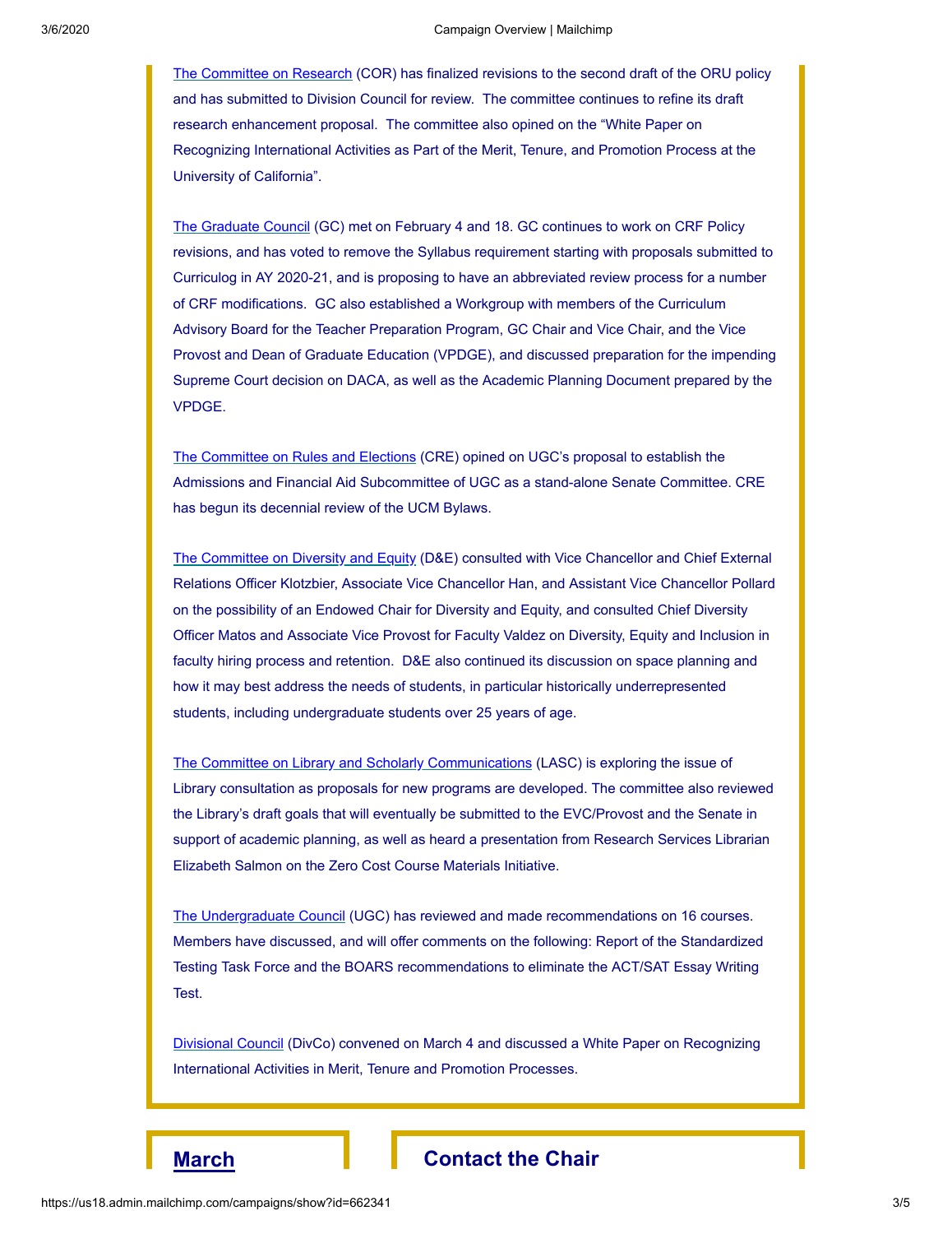The Committee on Research (COR) has finalized revisions to the second draft of the ORU policy and has submitted to Division Council for review.  The committee continues to refine its draft research enhancement proposal.  The committee also opined on the "White Paper on Recognizing International Activities as Part of the Merit, Tenure, and Promotion Process at the University of California".

The Graduate Council (GC) met on February 4 and 18. GC continues to work on CRF Policy revisions, and has voted to remove the Syllabus requirement starting with proposals submitted to Curriculog in AY 2020-21, and is proposing to have an abbreviated review process for a number of CRF modifications.  GC also established a Workgroup with members of the Curriculum Advisory Board for the Teacher Preparation Program, GC Chair and Vice Chair, and the Vice Provost and Dean of Graduate Education (VPDGE), and discussed preparation for the impending Supreme Court decision on DACA, as well as the Academic Planning Document prepared by the VPDGE.

The Committee on Rules and Elections (CRE) opined on UGC's proposal to establish the Admissions and Financial Aid Subcommittee of UGC as a stand-alone Senate Committee. CRE has begun its decennial review of the UCM Bylaws.

The Committee on Diversity and Equity (D&E) consulted with Vice Chancellor and Chief External Relations Officer Klotzbier, Associate Vice Chancellor Han, and Assistant Vice Chancellor Pollard on the possibility of an Endowed Chair for Diversity and Equity, and consulted Chief Diversity Officer Matos and Associate Vice Provost for Faculty Valdez on Diversity, Equity and Inclusion in faculty hiring process and retention.  D&E also continued its discussion on space planning and how it may best address the needs of students, in particular historically underrepresented students, including undergraduate students over 25 years of age.

The Committee on Library and Scholarly Communications (LASC) is exploring the issue of Library consultation as proposals for new programs are developed. The committee also reviewed the Library's draft goals that will eventually be submitted to the EVC/Provost and the Senate in support of academic planning, as well as heard a presentation from Research Services Librarian Elizabeth Salmon on the Zero Cost Course Materials Initiative.

The Undergraduate Council (UGC) has reviewed and made recommendations on 16 courses. Members have discussed, and will offer comments on the following: Report of the Standardized Testing Task Force and the BOARS recommendations to eliminate the ACT/SAT Essay Writing Test.

Divisional Council (DivCo) convened on March 4 and discussed a White Paper on Recognizing International Activities in Merit, Tenure and Promotion Processes.

## March

## Contact the Chair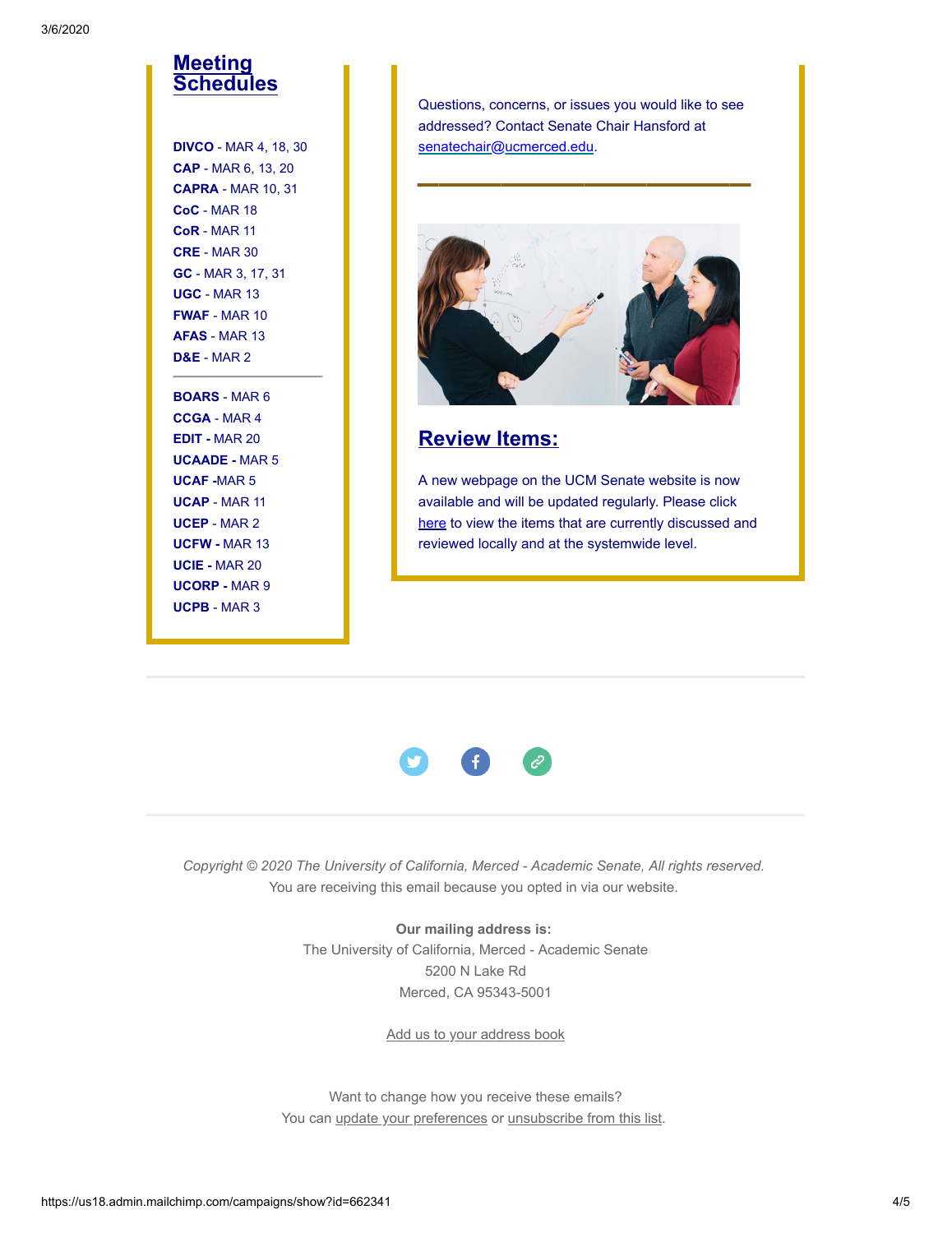## Meeting Schedules

**DIVCO** - MAR 4, 18, 30
**CAP** - MAR 6, 13, 20
**CAPRA** - MAR 10, 31
**CoC** - MAR 18
**CoR** - MAR 11
**CRE** - MAR 30
**GC** - MAR 3, 17, 31
**UGC** - MAR 13
**FWAF** - MAR 10
**AFAS** - MAR 13
**D&E** - MAR 2

---

**BOARS** - MAR 6
**CCGA** - MAR 4
**EDIT** - MAR 20
**UCAADE** - MAR 5
**UCAF** -MAR 5
**UCAP** - MAR 11
**UCEP** - MAR 2
**UCFW** - MAR 13
**UCIE** - MAR 20
**UCORP** - MAR 9
**UCPB** - MAR 3

Questions, concerns, or issues you would like to see addressed? Contact Senate Chair Hansford at senatechair@ucmerced.edu.

## Review Items:

A new webpage on the UCM Senate website is now available and will be updated regularly. Please click here to view the items that are currently discussed and reviewed locally and at the systemwide level.

*Copyright © 2020 The University of California, Merced - Academic Senate, All rights reserved.*
You are receiving this email because you opted in via our website.

**Our mailing address is:**
The University of California, Merced - Academic Senate
5200 N Lake Rd
Merced, CA 95343-5001

Add us to your address book

Want to change how you receive these emails?
You can update your preferences or unsubscribe from this list.